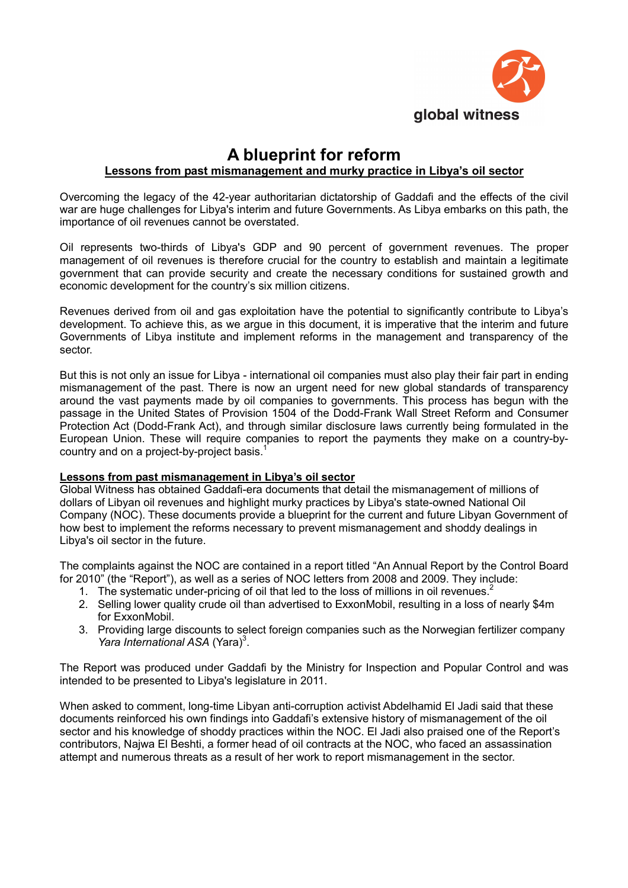global witness

# A blueprint for reform

## Lessons from past mismanagement and murky practice in Libya's oil sector

Overcoming the legacy of the 42-year authoritarian dictatorship of Gaddafi and the effects of the civil war are huge challenges for Libya's interim and future Governments. As Libya embarks on this path, the importance of oil revenues cannot be overstated.

Oil represents two-thirds of Libya's GDP and 90 percent of government revenues. The proper management of oil revenues is therefore crucial for the country to establish and maintain a legitimate government that can provide security and create the necessary conditions for sustained growth and economic development for the country's six million citizens.

Revenues derived from oil and gas exploitation have the potential to significantly contribute to Libya's development. To achieve this, as we argue in this document, it is imperative that the interim and future Governments of Libya institute and implement reforms in the management and transparency of the sector.

But this is not only an issue for Libya - international oil companies must also play their fair part in ending mismanagement of the past. There is now an urgent need for new global standards of transparency around the vast payments made by oil companies to governments. This process has begun with the passage in the United States of Provision 1504 of the Dodd-Frank Wall Street Reform and Consumer Protection Act (Dodd-Frank Act), and through similar disclosure laws currently being formulated in the European Union. These will require companies to report the payments they make on a country-by-country and on a project-by-project basis.[1]

### Lessons from past mismanagement in Libya's oil sector

Global Witness has obtained Gaddafi-era documents that detail the mismanagement of millions of dollars of Libyan oil revenues and highlight murky practices by Libya's state-owned National Oil Company (NOC). These documents provide a blueprint for the current and future Libyan Government of how best to implement the reforms necessary to prevent mismanagement and shoddy dealings in Libya's oil sector in the future.

The complaints against the NOC are contained in a report titled "An Annual Report by the Control Board for 2010" (the "Report"), as well as a series of NOC letters from 2008 and 2009. They include:

1. The systematic under-pricing of oil that led to the loss of millions in oil revenues.[2]
2. Selling lower quality crude oil than advertised to ExxonMobil, resulting in a loss of nearly $4m for ExxonMobil.
3. Providing large discounts to select foreign companies such as the Norwegian fertilizer company *Yara International ASA* (Yara)[3].

The Report was produced under Gaddafi by the Ministry for Inspection and Popular Control and was intended to be presented to Libya's legislature in 2011.

When asked to comment, long-time Libyan anti-corruption activist Abdelhamid El Jadi said that these documents reinforced his own findings into Gaddafi's extensive history of mismanagement of the oil sector and his knowledge of shoddy practices within the NOC. El Jadi also praised one of the Report's contributors, Najwa El Beshti, a former head of oil contracts at the NOC, who faced an assassination attempt and numerous threats as a result of her work to report mismanagement in the sector.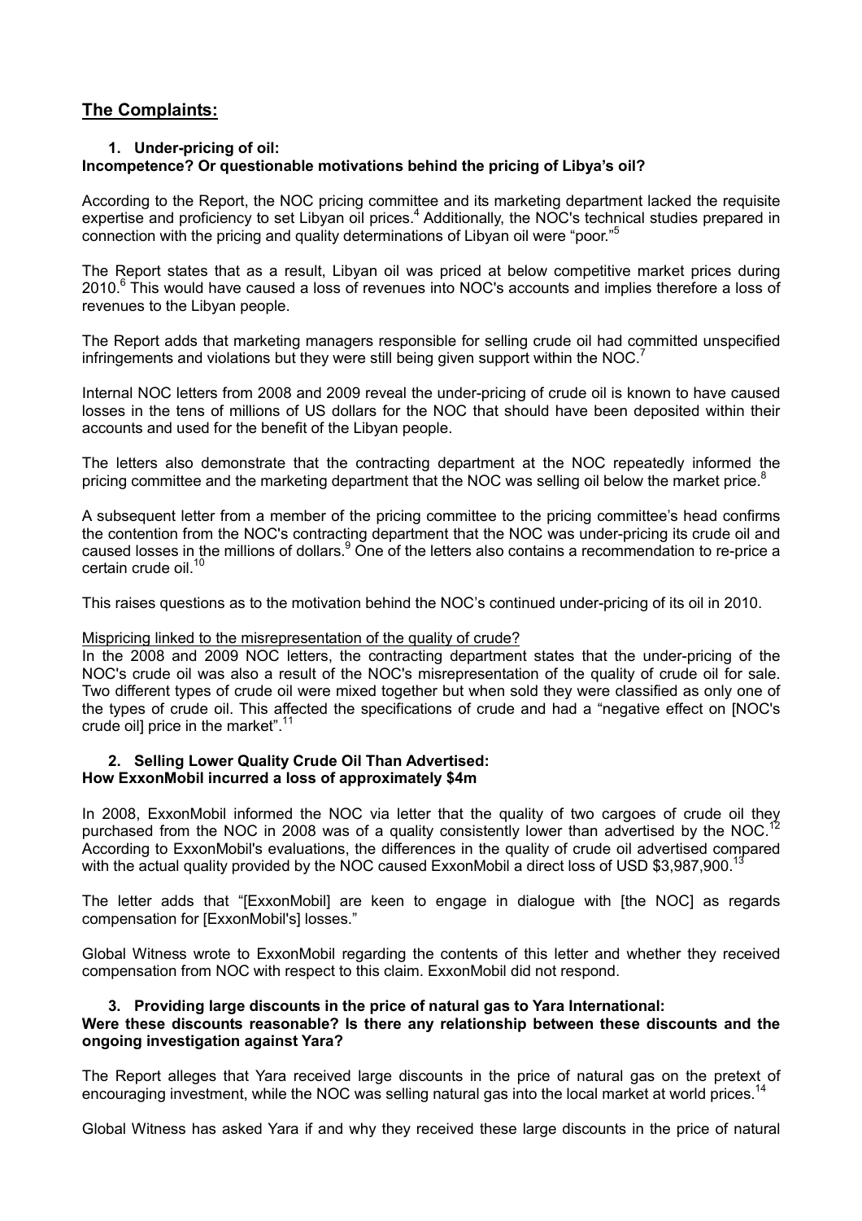## The Complaints:

### 1. Under-pricing of oil:

**Incompetence? Or questionable motivations behind the pricing of Libya's oil?**

According to the Report, the NOC pricing committee and its marketing department lacked the requisite expertise and proficiency to set Libyan oil prices.[4] Additionally, the NOC's technical studies prepared in connection with the pricing and quality determinations of Libyan oil were "poor."[5]

The Report states that as a result, Libyan oil was priced at below competitive market prices during 2010.[6] This would have caused a loss of revenues into NOC's accounts and implies therefore a loss of revenues to the Libyan people.

The Report adds that marketing managers responsible for selling crude oil had committed unspecified infringements and violations but they were still being given support within the NOC.[7]

Internal NOC letters from 2008 and 2009 reveal the under-pricing of crude oil is known to have caused losses in the tens of millions of US dollars for the NOC that should have been deposited within their accounts and used for the benefit of the Libyan people.

The letters also demonstrate that the contracting department at the NOC repeatedly informed the pricing committee and the marketing department that the NOC was selling oil below the market price.[8]

A subsequent letter from a member of the pricing committee to the pricing committee's head confirms the contention from the NOC's contracting department that the NOC was under-pricing its crude oil and caused losses in the millions of dollars.[9] One of the letters also contains a recommendation to re-price a certain crude oil.[10]

This raises questions as to the motivation behind the NOC's continued under-pricing of its oil in 2010.

Mispricing linked to the misrepresentation of the quality of crude?

In the 2008 and 2009 NOC letters, the contracting department states that the under-pricing of the NOC's crude oil was also a result of the NOC's misrepresentation of the quality of crude oil for sale. Two different types of crude oil were mixed together but when sold they were classified as only one of the types of crude oil. This affected the specifications of crude and had a "negative effect on [NOC's crude oil] price in the market".[11]

### 2. Selling Lower Quality Crude Oil Than Advertised:

**How ExxonMobil incurred a loss of approximately $4m**

In 2008, ExxonMobil informed the NOC via letter that the quality of two cargoes of crude oil they purchased from the NOC in 2008 was of a quality consistently lower than advertised by the NOC.[12] According to ExxonMobil's evaluations, the differences in the quality of crude oil advertised compared with the actual quality provided by the NOC caused ExxonMobil a direct loss of USD $3,987,900.[13]

The letter adds that "[ExxonMobil] are keen to engage in dialogue with [the NOC] as regards compensation for [ExxonMobil's] losses."

Global Witness wrote to ExxonMobil regarding the contents of this letter and whether they received compensation from NOC with respect to this claim. ExxonMobil did not respond.

### 3. Providing large discounts in the price of natural gas to Yara International:

**Were these discounts reasonable? Is there any relationship between these discounts and the ongoing investigation against Yara?**

The Report alleges that Yara received large discounts in the price of natural gas on the pretext of encouraging investment, while the NOC was selling natural gas into the local market at world prices.[14]

Global Witness has asked Yara if and why they received these large discounts in the price of natural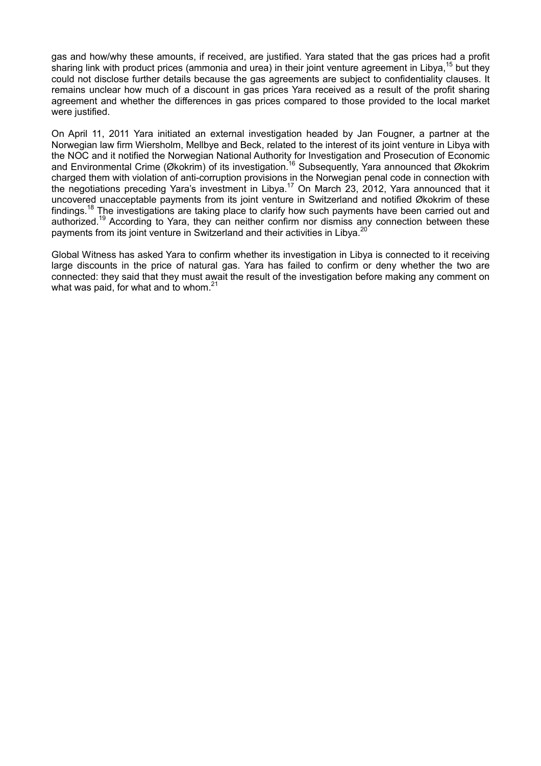gas and how/why these amounts, if received, are justified. Yara stated that the gas prices had a profit sharing link with product prices (ammonia and urea) in their joint venture agreement in Libya,[15] but they could not disclose further details because the gas agreements are subject to confidentiality clauses. It remains unclear how much of a discount in gas prices Yara received as a result of the profit sharing agreement and whether the differences in gas prices compared to those provided to the local market were justified.

On April 11, 2011 Yara initiated an external investigation headed by Jan Fougner, a partner at the Norwegian law firm Wiersholm, Mellbye and Beck, related to the interest of its joint venture in Libya with the NOC and it notified the Norwegian National Authority for Investigation and Prosecution of Economic and Environmental Crime (Økokrim) of its investigation.[16] Subsequently, Yara announced that Økokrim charged them with violation of anti-corruption provisions in the Norwegian penal code in connection with the negotiations preceding Yara's investment in Libya.[17] On March 23, 2012, Yara announced that it uncovered unacceptable payments from its joint venture in Switzerland and notified Økokrim of these findings.[18] The investigations are taking place to clarify how such payments have been carried out and authorized.[19] According to Yara, they can neither confirm nor dismiss any connection between these payments from its joint venture in Switzerland and their activities in Libya.[20]

Global Witness has asked Yara to confirm whether its investigation in Libya is connected to it receiving large discounts in the price of natural gas. Yara has failed to confirm or deny whether the two are connected: they said that they must await the result of the investigation before making any comment on what was paid, for what and to whom.[21]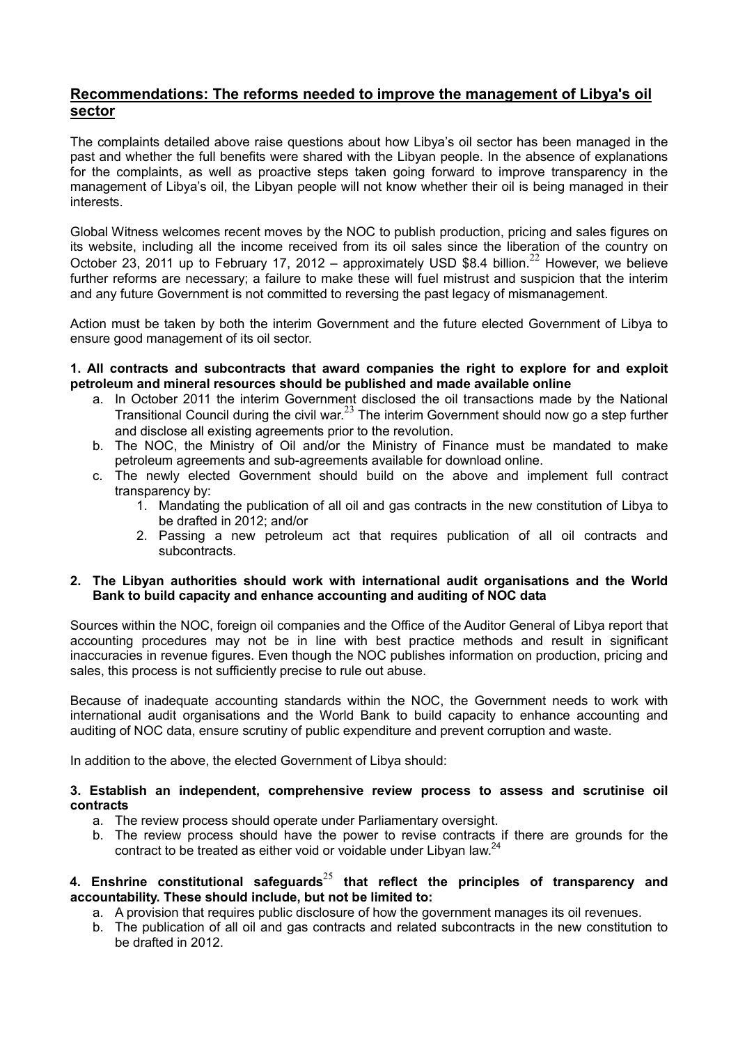## Recommendations: The reforms needed to improve the management of Libya's oil sector

The complaints detailed above raise questions about how Libya's oil sector has been managed in the past and whether the full benefits were shared with the Libyan people. In the absence of explanations for the complaints, as well as proactive steps taken going forward to improve transparency in the management of Libya's oil, the Libyan people will not know whether their oil is being managed in their interests.

Global Witness welcomes recent moves by the NOC to publish production, pricing and sales figures on its website, including all the income received from its oil sales since the liberation of the country on October 23, 2011 up to February 17, 2012 – approximately USD $8.4 billion.[22] However, we believe further reforms are necessary; a failure to make these will fuel mistrust and suspicion that the interim and any future Government is not committed to reversing the past legacy of mismanagement.

Action must be taken by both the interim Government and the future elected Government of Libya to ensure good management of its oil sector.

**1. All contracts and subcontracts that award companies the right to explore for and exploit petroleum and mineral resources should be published and made available online**

a. In October 2011 the interim Government disclosed the oil transactions made by the National Transitional Council during the civil war.[23] The interim Government should now go a step further and disclose all existing agreements prior to the revolution.

b. The NOC, the Ministry of Oil and/or the Ministry of Finance must be mandated to make petroleum agreements and sub-agreements available for download online.

c. The newly elected Government should build on the above and implement full contract transparency by:

1. Mandating the publication of all oil and gas contracts in the new constitution of Libya to be drafted in 2012; and/or
2. Passing a new petroleum act that requires publication of all oil contracts and subcontracts.

**2. The Libyan authorities should work with international audit organisations and the World Bank to build capacity and enhance accounting and auditing of NOC data**

Sources within the NOC, foreign oil companies and the Office of the Auditor General of Libya report that accounting procedures may not be in line with best practice methods and result in significant inaccuracies in revenue figures. Even though the NOC publishes information on production, pricing and sales, this process is not sufficiently precise to rule out abuse.

Because of inadequate accounting standards within the NOC, the Government needs to work with international audit organisations and the World Bank to build capacity to enhance accounting and auditing of NOC data, ensure scrutiny of public expenditure and prevent corruption and waste.

In addition to the above, the elected Government of Libya should:

**3. Establish an independent, comprehensive review process to assess and scrutinise oil contracts**

a. The review process should operate under Parliamentary oversight.

b. The review process should have the power to revise contracts if there are grounds for the contract to be treated as either void or voidable under Libyan law.[24]

**4. Enshrine constitutional safeguards[25] that reflect the principles of transparency and accountability. These should include, but not be limited to:**

a. A provision that requires public disclosure of how the government manages its oil revenues.

b. The publication of all oil and gas contracts and related subcontracts in the new constitution to be drafted in 2012.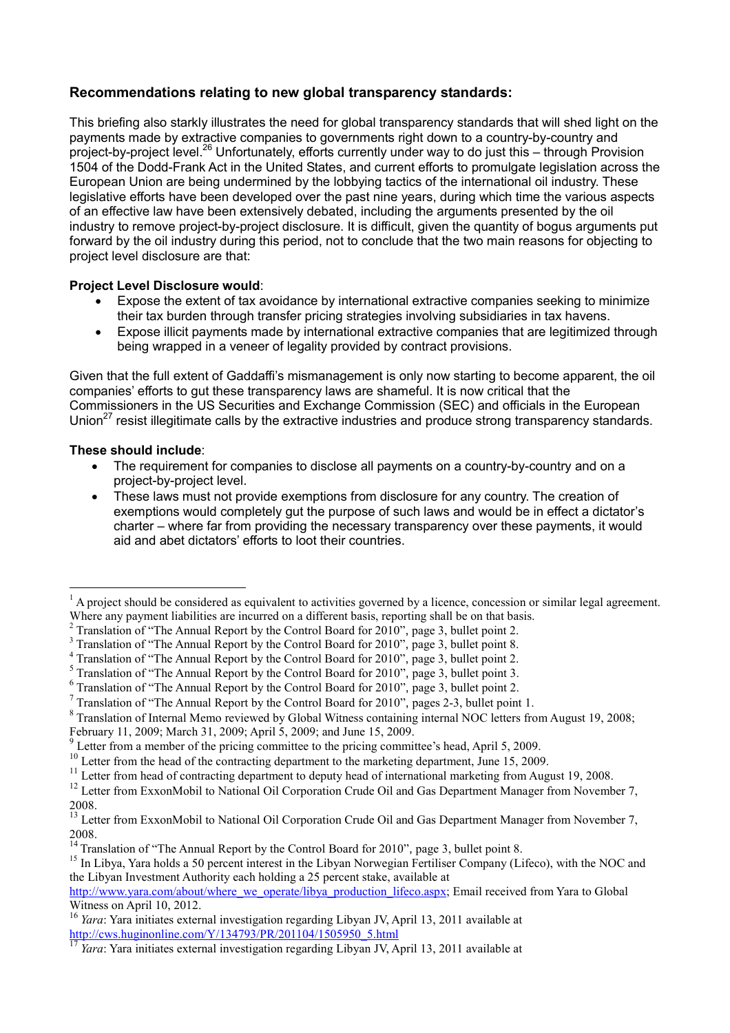## Recommendations relating to new global transparency standards:

This briefing also starkly illustrates the need for global transparency standards that will shed light on the payments made by extractive companies to governments right down to a country-by-country and project-by-project level.[26] Unfortunately, efforts currently under way to do just this – through Provision 1504 of the Dodd-Frank Act in the United States, and current efforts to promulgate legislation across the European Union are being undermined by the lobbying tactics of the international oil industry. These legislative efforts have been developed over the past nine years, during which time the various aspects of an effective law have been extensively debated, including the arguments presented by the oil industry to remove project-by-project disclosure. It is difficult, given the quantity of bogus arguments put forward by the oil industry during this period, not to conclude that the two main reasons for objecting to project level disclosure are that:

**Project Level Disclosure would**:

- Expose the extent of tax avoidance by international extractive companies seeking to minimize their tax burden through transfer pricing strategies involving subsidiaries in tax havens.
- Expose illicit payments made by international extractive companies that are legitimized through being wrapped in a veneer of legality provided by contract provisions.

Given that the full extent of Gaddaffi's mismanagement is only now starting to become apparent, the oil companies' efforts to gut these transparency laws are shameful. It is now critical that the Commissioners in the US Securities and Exchange Commission (SEC) and officials in the European Union[27] resist illegitimate calls by the extractive industries and produce strong transparency standards.

**These should include**:

- The requirement for companies to disclose all payments on a country-by-country and on a project-by-project level.
- These laws must not provide exemptions from disclosure for any country. The creation of exemptions would completely gut the purpose of such laws and would be in effect a dictator's charter – where far from providing the necessary transparency over these payments, it would aid and abet dictators' efforts to loot their countries.

---

[1] A project should be considered as equivalent to activities governed by a licence, concession or similar legal agreement. Where any payment liabilities are incurred on a different basis, reporting shall be on that basis.

[2] Translation of "The Annual Report by the Control Board for 2010", page 3, bullet point 2.

[3] Translation of "The Annual Report by the Control Board for 2010", page 3, bullet point 8.

[4] Translation of "The Annual Report by the Control Board for 2010", page 3, bullet point 2.

[5] Translation of "The Annual Report by the Control Board for 2010", page 3, bullet point 3.

[6] Translation of "The Annual Report by the Control Board for 2010", page 3, bullet point 2.

[7] Translation of "The Annual Report by the Control Board for 2010", pages 2-3, bullet point 1.

[8] Translation of Internal Memo reviewed by Global Witness containing internal NOC letters from August 19, 2008; February 11, 2009; March 31, 2009; April 5, 2009; and June 15, 2009.

[9] Letter from a member of the pricing committee to the pricing committee's head, April 5, 2009.

[10] Letter from the head of the contracting department to the marketing department, June 15, 2009.

[11] Letter from head of contracting department to deputy head of international marketing from August 19, 2008.

[12] Letter from ExxonMobil to National Oil Corporation Crude Oil and Gas Department Manager from November 7, 2008.

[13] Letter from ExxonMobil to National Oil Corporation Crude Oil and Gas Department Manager from November 7, 2008.

[14] Translation of "The Annual Report by the Control Board for 2010", page 3, bullet point 8.

[15] In Libya, Yara holds a 50 percent interest in the Libyan Norwegian Fertiliser Company (Lifeco), with the NOC and the Libyan Investment Authority each holding a 25 percent stake, available at http://www.yara.com/about/where_we_operate/libya_production_lifeco.aspx; Email received from Yara to Global Witness on April 10, 2012.

[16] *Yara*: Yara initiates external investigation regarding Libyan JV, April 13, 2011 available at http://cws.huginonline.com/Y/134793/PR/201104/1505950_5.html

[17] *Yara*: Yara initiates external investigation regarding Libyan JV, April 13, 2011 available at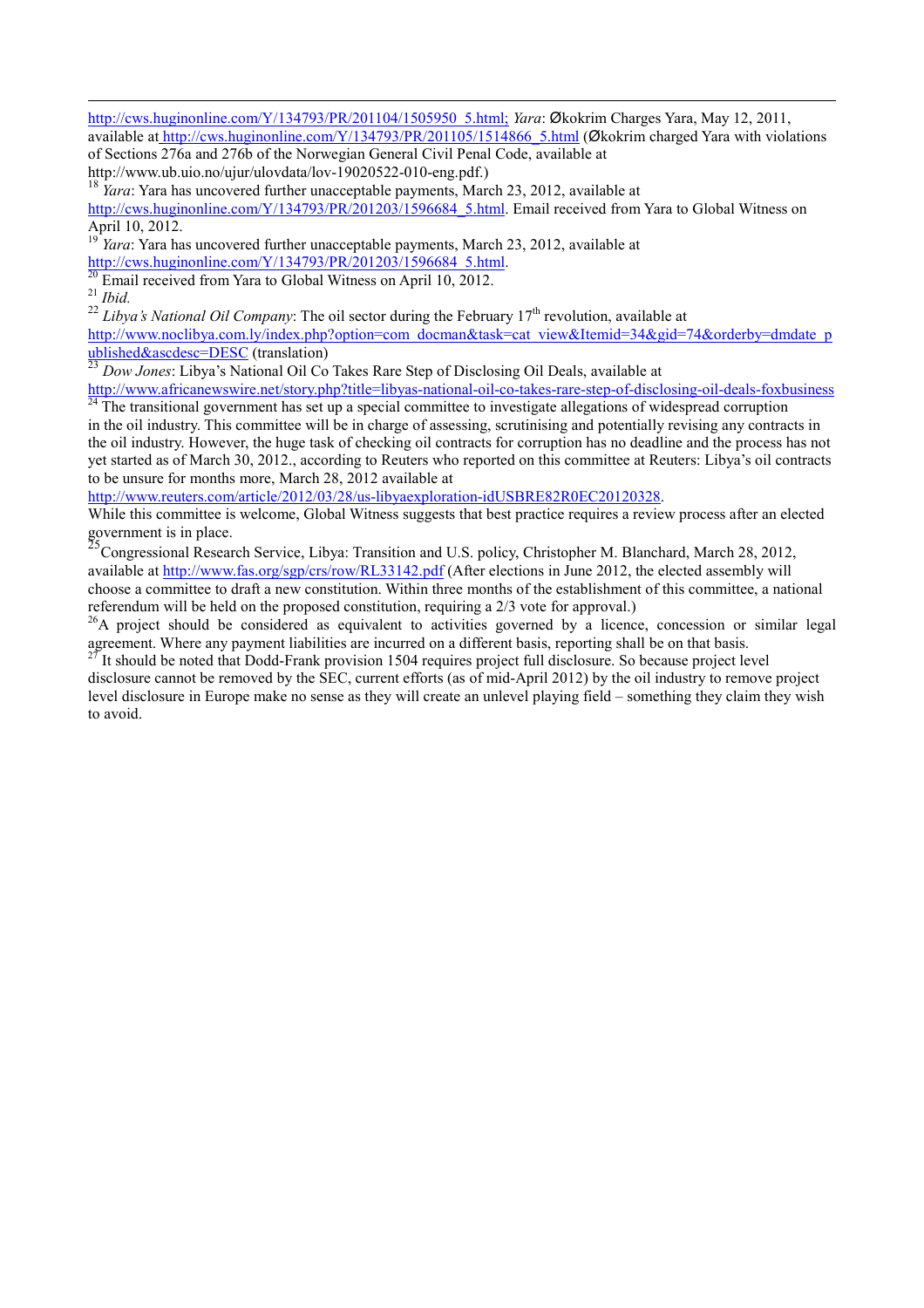http://cws.huginonline.com/Y/134793/PR/201104/1505950_5.html; *Yara*: Økokrim Charges Yara, May 12, 2011, available at http://cws.huginonline.com/Y/134793/PR/201105/1514866_5.html (Økokrim charged Yara with violations of Sections 276a and 276b of the Norwegian General Civil Penal Code, available at http://www.ub.uio.no/ujur/ulovdata/lov-19020522-010-eng.pdf.)

[18] *Yara*: Yara has uncovered further unacceptable payments, March 23, 2012, available at http://cws.huginonline.com/Y/134793/PR/201203/1596684_5.html. Email received from Yara to Global Witness on April 10, 2012.

[19] *Yara*: Yara has uncovered further unacceptable payments, March 23, 2012, available at http://cws.huginonline.com/Y/134793/PR/201203/1596684_5.html.

[20] Email received from Yara to Global Witness on April 10, 2012.

[21] *Ibid.*

[22] *Libya's National Oil Company*: The oil sector during the February 17th revolution, available at http://www.noclibya.com.ly/index.php?option=com_docman&task=cat_view&Itemid=34&gid=74&orderby=dmdate_published&ascdesc=DESC (translation)

[23] *Dow Jones*: Libya's National Oil Co Takes Rare Step of Disclosing Oil Deals, available at http://www.africanewswire.net/story.php?title=libyas-national-oil-co-takes-rare-step-of-disclosing-oil-deals-foxbusiness

[24] The transitional government has set up a special committee to investigate allegations of widespread corruption in the oil industry. This committee will be in charge of assessing, scrutinising and potentially revising any contracts in the oil industry. However, the huge task of checking oil contracts for corruption has no deadline and the process has not yet started as of March 30, 2012., according to Reuters who reported on this committee at Reuters: Libya's oil contracts to be unsure for months more, March 28, 2012 available at http://www.reuters.com/article/2012/03/28/us-libyaexploration-idUSBRE82R0EC20120328.
While this committee is welcome, Global Witness suggests that best practice requires a review process after an elected government is in place.

[25] Congressional Research Service, Libya: Transition and U.S. policy, Christopher M. Blanchard, March 28, 2012, available at http://www.fas.org/sgp/crs/row/RL33142.pdf (After elections in June 2012, the elected assembly will choose a committee to draft a new constitution. Within three months of the establishment of this committee, a national referendum will be held on the proposed constitution, requiring a 2/3 vote for approval.)

[26] A project should be considered as equivalent to activities governed by a licence, concession or similar legal agreement. Where any payment liabilities are incurred on a different basis, reporting shall be on that basis.

[27] It should be noted that Dodd-Frank provision 1504 requires project full disclosure. So because project level disclosure cannot be removed by the SEC, current efforts (as of mid-April 2012) by the oil industry to remove project level disclosure in Europe make no sense as they will create an unlevel playing field – something they claim they wish to avoid.